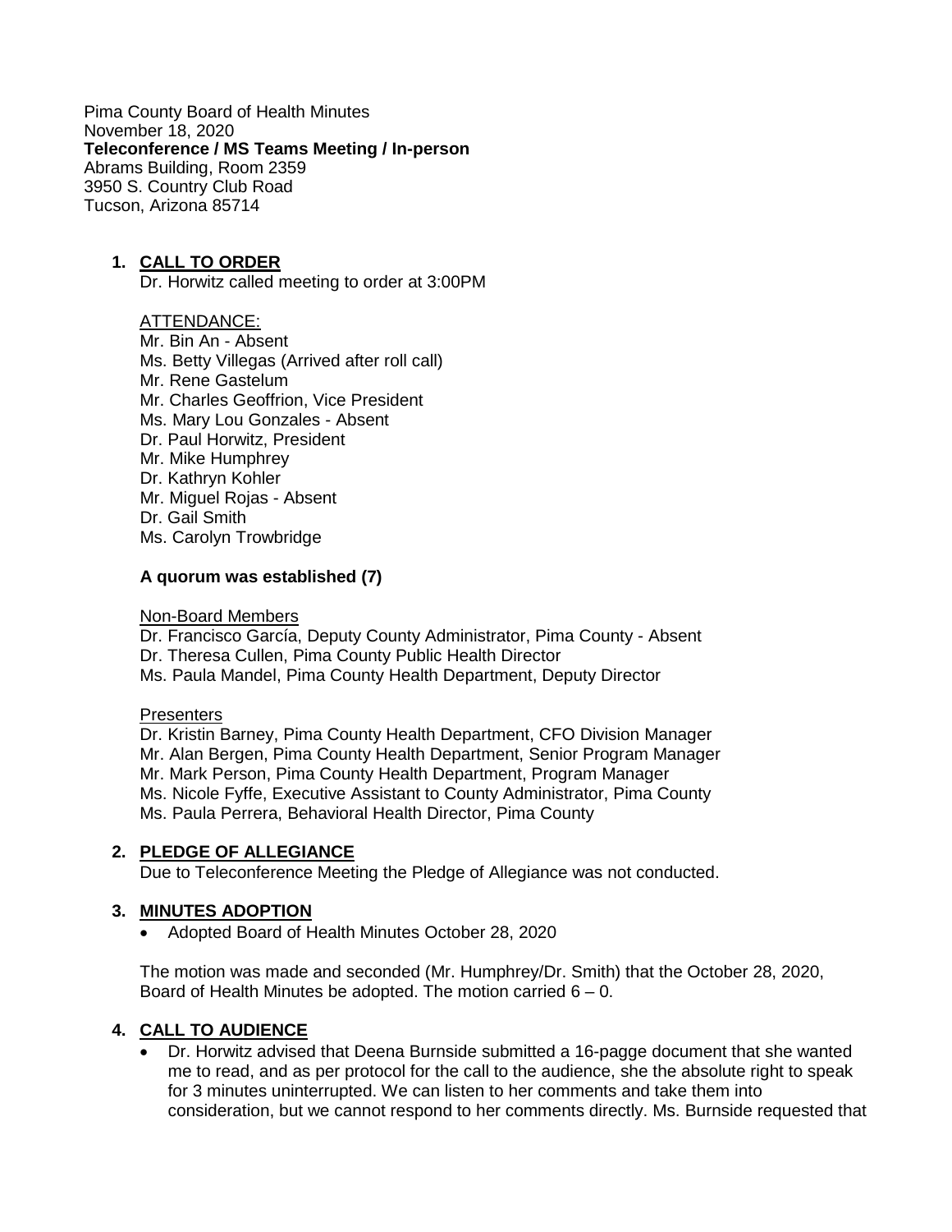Pima County Board of Health Minutes
November 18, 2020
**Teleconference / MS Teams Meeting / In-person**
Abrams Building, Room 2359
3950 S. Country Club Road
Tucson, Arizona 85714

1. **CALL TO ORDER**
   Dr. Horwitz called meeting to order at 3:00PM

   ATTENDANCE:
   Mr. Bin An - Absent
   Ms. Betty Villegas (Arrived after roll call)
   Mr. Rene Gastelum
   Mr. Charles Geoffrion, Vice President
   Ms. Mary Lou Gonzales - Absent
   Dr. Paul Horwitz, President
   Mr. Mike Humphrey
   Dr. Kathryn Kohler
   Mr. Miguel Rojas - Absent
   Dr. Gail Smith
   Ms. Carolyn Trowbridge

   **A quorum was established (7)**

   Non-Board Members
   Dr. Francisco García, Deputy County Administrator, Pima County - Absent
   Dr. Theresa Cullen, Pima County Public Health Director
   Ms. Paula Mandel, Pima County Health Department, Deputy Director

   Presenters
   Dr. Kristin Barney, Pima County Health Department, CFO Division Manager
   Mr. Alan Bergen, Pima County Health Department, Senior Program Manager
   Mr. Mark Person, Pima County Health Department, Program Manager
   Ms. Nicole Fyffe, Executive Assistant to County Administrator, Pima County
   Ms. Paula Perrera, Behavioral Health Director, Pima County

2. **PLEDGE OF ALLEGIANCE**
   Due to Teleconference Meeting the Pledge of Allegiance was not conducted.

3. **MINUTES ADOPTION**
   - Adopted Board of Health Minutes October 28, 2020

   The motion was made and seconded (Mr. Humphrey/Dr. Smith) that the October 28, 2020, Board of Health Minutes be adopted. The motion carried 6 – 0.

4. **CALL TO AUDIENCE**
   - Dr. Horwitz advised that Deena Burnside submitted a 16-pagge document that she wanted me to read, and as per protocol for the call to the audience, she the absolute right to speak for 3 minutes uninterrupted. We can listen to her comments and take them into consideration, but we cannot respond to her comments directly. Ms. Burnside requested that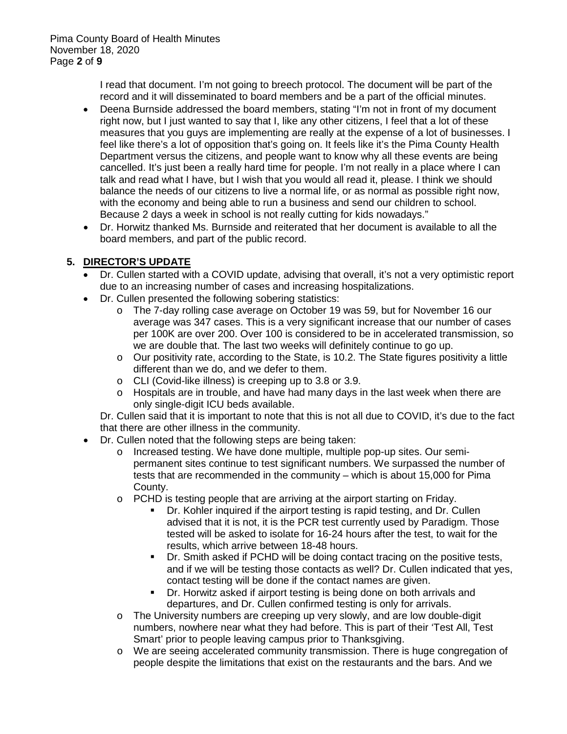I read that document. I'm not going to breech protocol. The document will be part of the record and it will disseminated to board members and be a part of the official minutes.

- Deena Burnside addressed the board members, stating "I'm not in front of my document right now, but I just wanted to say that I, like any other citizens, I feel that a lot of these measures that you guys are implementing are really at the expense of a lot of businesses. I feel like there's a lot of opposition that's going on. It feels like it's the Pima County Health Department versus the citizens, and people want to know why all these events are being cancelled. It's just been a really hard time for people. I'm not really in a place where I can talk and read what I have, but I wish that you would all read it, please. I think we should balance the needs of our citizens to live a normal life, or as normal as possible right now, with the economy and being able to run a business and send our children to school. Because 2 days a week in school is not really cutting for kids nowadays."
- Dr. Horwitz thanked Ms. Burnside and reiterated that her document is available to all the board members, and part of the public record.

## 5. DIRECTOR'S UPDATE

- Dr. Cullen started with a COVID update, advising that overall, it's not a very optimistic report due to an increasing number of cases and increasing hospitalizations.
- Dr. Cullen presented the following sobering statistics:
  - The 7-day rolling case average on October 19 was 59, but for November 16 our average was 347 cases. This is a very significant increase that our number of cases per 100K are over 200. Over 100 is considered to be in accelerated transmission, so we are double that. The last two weeks will definitely continue to go up.
  - Our positivity rate, according to the State, is 10.2. The State figures positivity a little different than we do, and we defer to them.
  - CLI (Covid-like illness) is creeping up to 3.8 or 3.9.
  - Hospitals are in trouble, and have had many days in the last week when there are only single-digit ICU beds available.

  Dr. Cullen said that it is important to note that this is not all due to COVID, it's due to the fact that there are other illness in the community.
- Dr. Cullen noted that the following steps are being taken:
  - Increased testing. We have done multiple, multiple pop-up sites. Our semi-permanent sites continue to test significant numbers. We surpassed the number of tests that are recommended in the community – which is about 15,000 for Pima County.
  - PCHD is testing people that are arriving at the airport starting on Friday.
    - Dr. Kohler inquired if the airport testing is rapid testing, and Dr. Cullen advised that it is not, it is the PCR test currently used by Paradigm. Those tested will be asked to isolate for 16-24 hours after the test, to wait for the results, which arrive between 18-48 hours.
    - Dr. Smith asked if PCHD will be doing contact tracing on the positive tests, and if we will be testing those contacts as well? Dr. Cullen indicated that yes, contact testing will be done if the contact names are given.
    - Dr. Horwitz asked if airport testing is being done on both arrivals and departures, and Dr. Cullen confirmed testing is only for arrivals.
  - The University numbers are creeping up very slowly, and are low double-digit numbers, nowhere near what they had before. This is part of their 'Test All, Test Smart' prior to people leaving campus prior to Thanksgiving.
  - We are seeing accelerated community transmission. There is huge congregation of people despite the limitations that exist on the restaurants and the bars. And we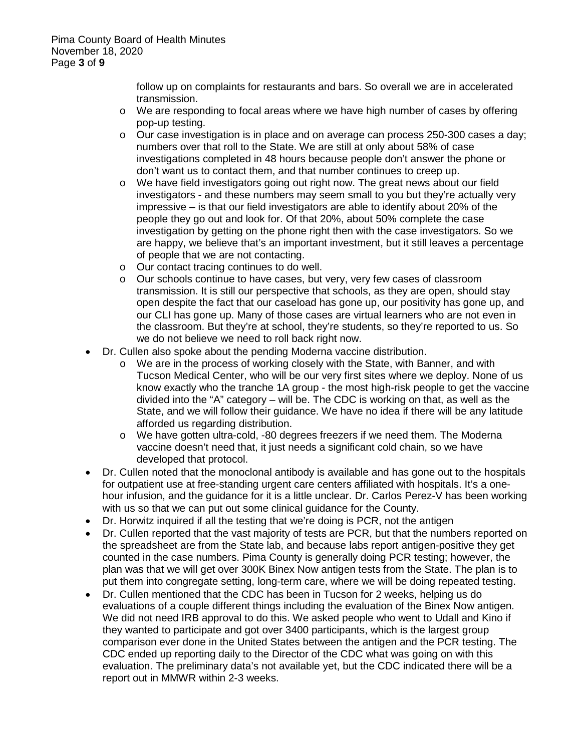follow up on complaints for restaurants and bars. So overall we are in accelerated transmission.
  - We are responding to focal areas where we have high number of cases by offering pop-up testing.
  - Our case investigation is in place and on average can process 250-300 cases a day; numbers over that roll to the State. We are still at only about 58% of case investigations completed in 48 hours because people don't answer the phone or don't want us to contact them, and that number continues to creep up.
  - We have field investigators going out right now. The great news about our field investigators - and these numbers may seem small to you but they're actually very impressive – is that our field investigators are able to identify about 20% of the people they go out and look for. Of that 20%, about 50% complete the case investigation by getting on the phone right then with the case investigators. So we are happy, we believe that's an important investment, but it still leaves a percentage of people that we are not contacting.
  - Our contact tracing continues to do well.
  - Our schools continue to have cases, but very, very few cases of classroom transmission. It is still our perspective that schools, as they are open, should stay open despite the fact that our caseload has gone up, our positivity has gone up, and our CLI has gone up. Many of those cases are virtual learners who are not even in the classroom. But they're at school, they're students, so they're reported to us. So we do not believe we need to roll back right now.
- Dr. Cullen also spoke about the pending Moderna vaccine distribution.
  - We are in the process of working closely with the State, with Banner, and with Tucson Medical Center, who will be our very first sites where we deploy. None of us know exactly who the tranche 1A group - the most high-risk people to get the vaccine divided into the "A" category – will be. The CDC is working on that, as well as the State, and we will follow their guidance. We have no idea if there will be any latitude afforded us regarding distribution.
  - We have gotten ultra-cold, -80 degrees freezers if we need them. The Moderna vaccine doesn't need that, it just needs a significant cold chain, so we have developed that protocol.
- Dr. Cullen noted that the monoclonal antibody is available and has gone out to the hospitals for outpatient use at free-standing urgent care centers affiliated with hospitals. It's a one-hour infusion, and the guidance for it is a little unclear. Dr. Carlos Perez-V has been working with us so that we can put out some clinical guidance for the County.
- Dr. Horwitz inquired if all the testing that we're doing is PCR, not the antigen
- Dr. Cullen reported that the vast majority of tests are PCR, but that the numbers reported on the spreadsheet are from the State lab, and because labs report antigen-positive they get counted in the case numbers. Pima County is generally doing PCR testing; however, the plan was that we will get over 300K Binex Now antigen tests from the State. The plan is to put them into congregate setting, long-term care, where we will be doing repeated testing.
- Dr. Cullen mentioned that the CDC has been in Tucson for 2 weeks, helping us do evaluations of a couple different things including the evaluation of the Binex Now antigen. We did not need IRB approval to do this. We asked people who went to Udall and Kino if they wanted to participate and got over 3400 participants, which is the largest group comparison ever done in the United States between the antigen and the PCR testing. The CDC ended up reporting daily to the Director of the CDC what was going on with this evaluation. The preliminary data's not available yet, but the CDC indicated there will be a report out in MMWR within 2-3 weeks.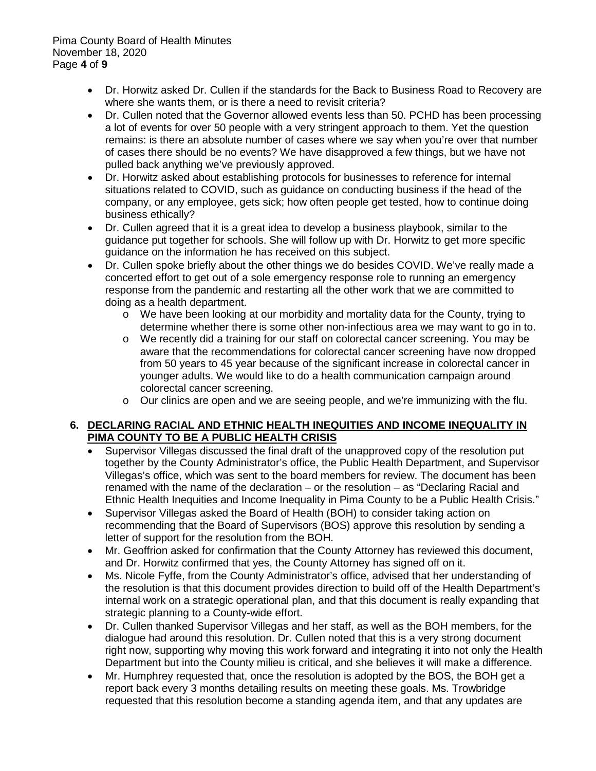- Dr. Horwitz asked Dr. Cullen if the standards for the Back to Business Road to Recovery are where she wants them, or is there a need to revisit criteria?
- Dr. Cullen noted that the Governor allowed events less than 50. PCHD has been processing a lot of events for over 50 people with a very stringent approach to them. Yet the question remains: is there an absolute number of cases where we say when you're over that number of cases there should be no events? We have disapproved a few things, but we have not pulled back anything we've previously approved.
- Dr. Horwitz asked about establishing protocols for businesses to reference for internal situations related to COVID, such as guidance on conducting business if the head of the company, or any employee, gets sick; how often people get tested, how to continue doing business ethically?
- Dr. Cullen agreed that it is a great idea to develop a business playbook, similar to the guidance put together for schools. She will follow up with Dr. Horwitz to get more specific guidance on the information he has received on this subject.
- Dr. Cullen spoke briefly about the other things we do besides COVID. We've really made a concerted effort to get out of a sole emergency response role to running an emergency response from the pandemic and restarting all the other work that we are committed to doing as a health department.
    - We have been looking at our morbidity and mortality data for the County, trying to determine whether there is some other non-infectious area we may want to go in to.
    - We recently did a training for our staff on colorectal cancer screening. You may be aware that the recommendations for colorectal cancer screening have now dropped from 50 years to 45 year because of the significant increase in colorectal cancer in younger adults. We would like to do a health communication campaign around colorectal cancer screening.
    - Our clinics are open and we are seeing people, and we're immunizing with the flu.

## 6. DECLARING RACIAL AND ETHNIC HEALTH INEQUITIES AND INCOME INEQUALITY IN PIMA COUNTY TO BE A PUBLIC HEALTH CRISIS

- Supervisor Villegas discussed the final draft of the unapproved copy of the resolution put together by the County Administrator's office, the Public Health Department, and Supervisor Villegas's office, which was sent to the board members for review. The document has been renamed with the name of the declaration – or the resolution – as "Declaring Racial and Ethnic Health Inequities and Income Inequality in Pima County to be a Public Health Crisis."
- Supervisor Villegas asked the Board of Health (BOH) to consider taking action on recommending that the Board of Supervisors (BOS) approve this resolution by sending a letter of support for the resolution from the BOH.
- Mr. Geoffrion asked for confirmation that the County Attorney has reviewed this document, and Dr. Horwitz confirmed that yes, the County Attorney has signed off on it.
- Ms. Nicole Fyffe, from the County Administrator's office, advised that her understanding of the resolution is that this document provides direction to build off of the Health Department's internal work on a strategic operational plan, and that this document is really expanding that strategic planning to a County-wide effort.
- Dr. Cullen thanked Supervisor Villegas and her staff, as well as the BOH members, for the dialogue had around this resolution. Dr. Cullen noted that this is a very strong document right now, supporting why moving this work forward and integrating it into not only the Health Department but into the County milieu is critical, and she believes it will make a difference.
- Mr. Humphrey requested that, once the resolution is adopted by the BOS, the BOH get a report back every 3 months detailing results on meeting these goals. Ms. Trowbridge requested that this resolution become a standing agenda item, and that any updates are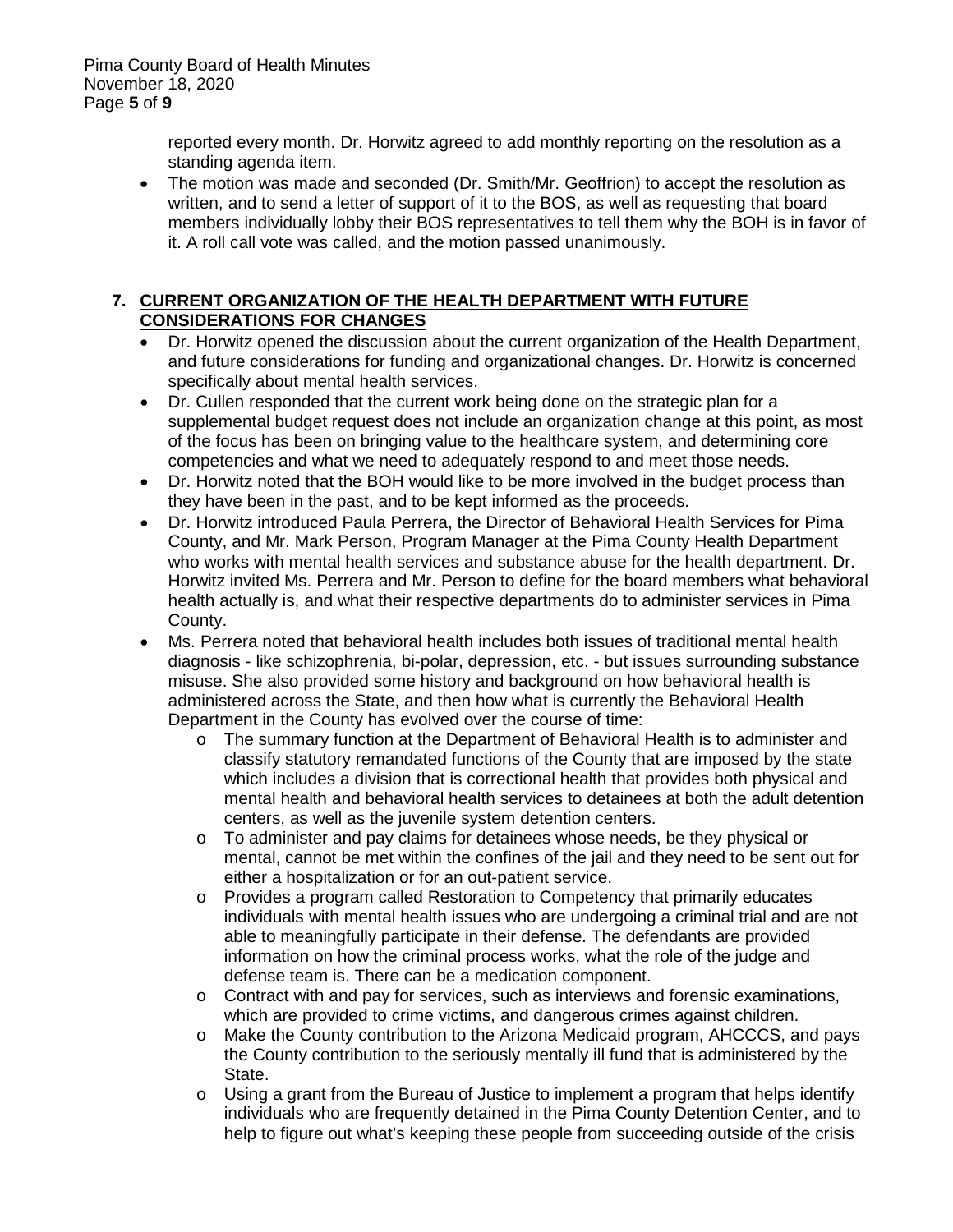reported every month. Dr. Horwitz agreed to add monthly reporting on the resolution as a standing agenda item.

- The motion was made and seconded (Dr. Smith/Mr. Geoffrion) to accept the resolution as written, and to send a letter of support of it to the BOS, as well as requesting that board members individually lobby their BOS representatives to tell them why the BOH is in favor of it. A roll call vote was called, and the motion passed unanimously.

## 7. CURRENT ORGANIZATION OF THE HEALTH DEPARTMENT WITH FUTURE CONSIDERATIONS FOR CHANGES

- Dr. Horwitz opened the discussion about the current organization of the Health Department, and future considerations for funding and organizational changes. Dr. Horwitz is concerned specifically about mental health services.
- Dr. Cullen responded that the current work being done on the strategic plan for a supplemental budget request does not include an organization change at this point, as most of the focus has been on bringing value to the healthcare system, and determining core competencies and what we need to adequately respond to and meet those needs.
- Dr. Horwitz noted that the BOH would like to be more involved in the budget process than they have been in the past, and to be kept informed as the proceeds.
- Dr. Horwitz introduced Paula Perrera, the Director of Behavioral Health Services for Pima County, and Mr. Mark Person, Program Manager at the Pima County Health Department who works with mental health services and substance abuse for the health department. Dr. Horwitz invited Ms. Perrera and Mr. Person to define for the board members what behavioral health actually is, and what their respective departments do to administer services in Pima County.
- Ms. Perrera noted that behavioral health includes both issues of traditional mental health diagnosis - like schizophrenia, bi-polar, depression, etc. - but issues surrounding substance misuse. She also provided some history and background on how behavioral health is administered across the State, and then how what is currently the Behavioral Health Department in the County has evolved over the course of time:
  - The summary function at the Department of Behavioral Health is to administer and classify statutory remandated functions of the County that are imposed by the state which includes a division that is correctional health that provides both physical and mental health and behavioral health services to detainees at both the adult detention centers, as well as the juvenile system detention centers.
  - To administer and pay claims for detainees whose needs, be they physical or mental, cannot be met within the confines of the jail and they need to be sent out for either a hospitalization or for an out-patient service.
  - Provides a program called Restoration to Competency that primarily educates individuals with mental health issues who are undergoing a criminal trial and are not able to meaningfully participate in their defense. The defendants are provided information on how the criminal process works, what the role of the judge and defense team is. There can be a medication component.
  - Contract with and pay for services, such as interviews and forensic examinations, which are provided to crime victims, and dangerous crimes against children.
  - Make the County contribution to the Arizona Medicaid program, AHCCCS, and pays the County contribution to the seriously mentally ill fund that is administered by the State.
  - Using a grant from the Bureau of Justice to implement a program that helps identify individuals who are frequently detained in the Pima County Detention Center, and to help to figure out what's keeping these people from succeeding outside of the crisis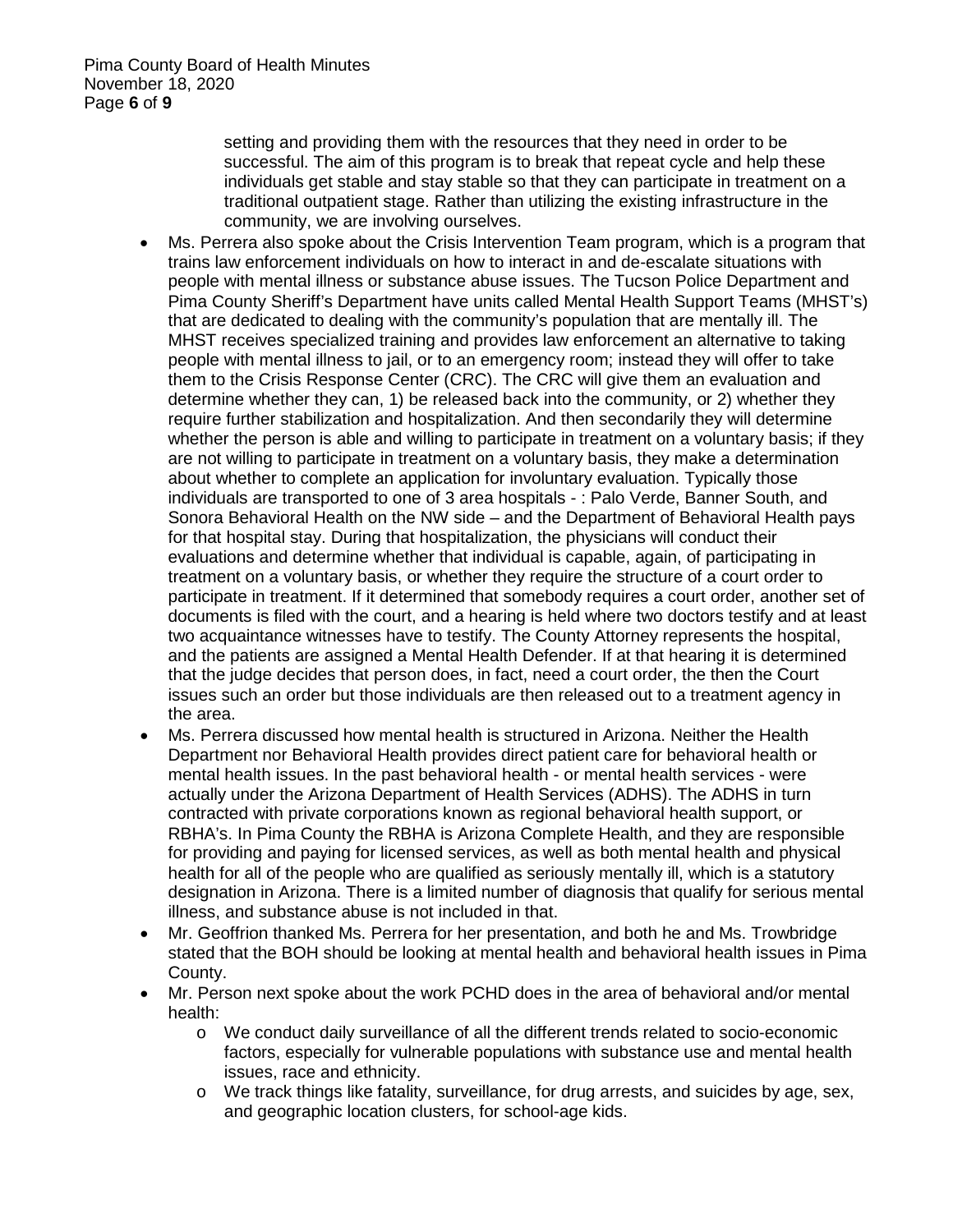setting and providing them with the resources that they need in order to be successful. The aim of this program is to break that repeat cycle and help these individuals get stable and stay stable so that they can participate in treatment on a traditional outpatient stage. Rather than utilizing the existing infrastructure in the community, we are involving ourselves.

- Ms. Perrera also spoke about the Crisis Intervention Team program, which is a program that trains law enforcement individuals on how to interact in and de-escalate situations with people with mental illness or substance abuse issues. The Tucson Police Department and Pima County Sheriff's Department have units called Mental Health Support Teams (MHST's) that are dedicated to dealing with the community's population that are mentally ill. The MHST receives specialized training and provides law enforcement an alternative to taking people with mental illness to jail, or to an emergency room; instead they will offer to take them to the Crisis Response Center (CRC). The CRC will give them an evaluation and determine whether they can, 1) be released back into the community, or 2) whether they require further stabilization and hospitalization. And then secondarily they will determine whether the person is able and willing to participate in treatment on a voluntary basis; if they are not willing to participate in treatment on a voluntary basis, they make a determination about whether to complete an application for involuntary evaluation. Typically those individuals are transported to one of 3 area hospitals - : Palo Verde, Banner South, and Sonora Behavioral Health on the NW side – and the Department of Behavioral Health pays for that hospital stay. During that hospitalization, the physicians will conduct their evaluations and determine whether that individual is capable, again, of participating in treatment on a voluntary basis, or whether they require the structure of a court order to participate in treatment. If it determined that somebody requires a court order, another set of documents is filed with the court, and a hearing is held where two doctors testify and at least two acquaintance witnesses have to testify. The County Attorney represents the hospital, and the patients are assigned a Mental Health Defender. If at that hearing it is determined that the judge decides that person does, in fact, need a court order, the then the Court issues such an order but those individuals are then released out to a treatment agency in the area.
- Ms. Perrera discussed how mental health is structured in Arizona. Neither the Health Department nor Behavioral Health provides direct patient care for behavioral health or mental health issues. In the past behavioral health - or mental health services - were actually under the Arizona Department of Health Services (ADHS). The ADHS in turn contracted with private corporations known as regional behavioral health support, or RBHA's. In Pima County the RBHA is Arizona Complete Health, and they are responsible for providing and paying for licensed services, as well as both mental health and physical health for all of the people who are qualified as seriously mentally ill, which is a statutory designation in Arizona. There is a limited number of diagnosis that qualify for serious mental illness, and substance abuse is not included in that.
- Mr. Geoffrion thanked Ms. Perrera for her presentation, and both he and Ms. Trowbridge stated that the BOH should be looking at mental health and behavioral health issues in Pima County.
- Mr. Person next spoke about the work PCHD does in the area of behavioral and/or mental health:
  - We conduct daily surveillance of all the different trends related to socio-economic factors, especially for vulnerable populations with substance use and mental health issues, race and ethnicity.
  - We track things like fatality, surveillance, for drug arrests, and suicides by age, sex, and geographic location clusters, for school-age kids.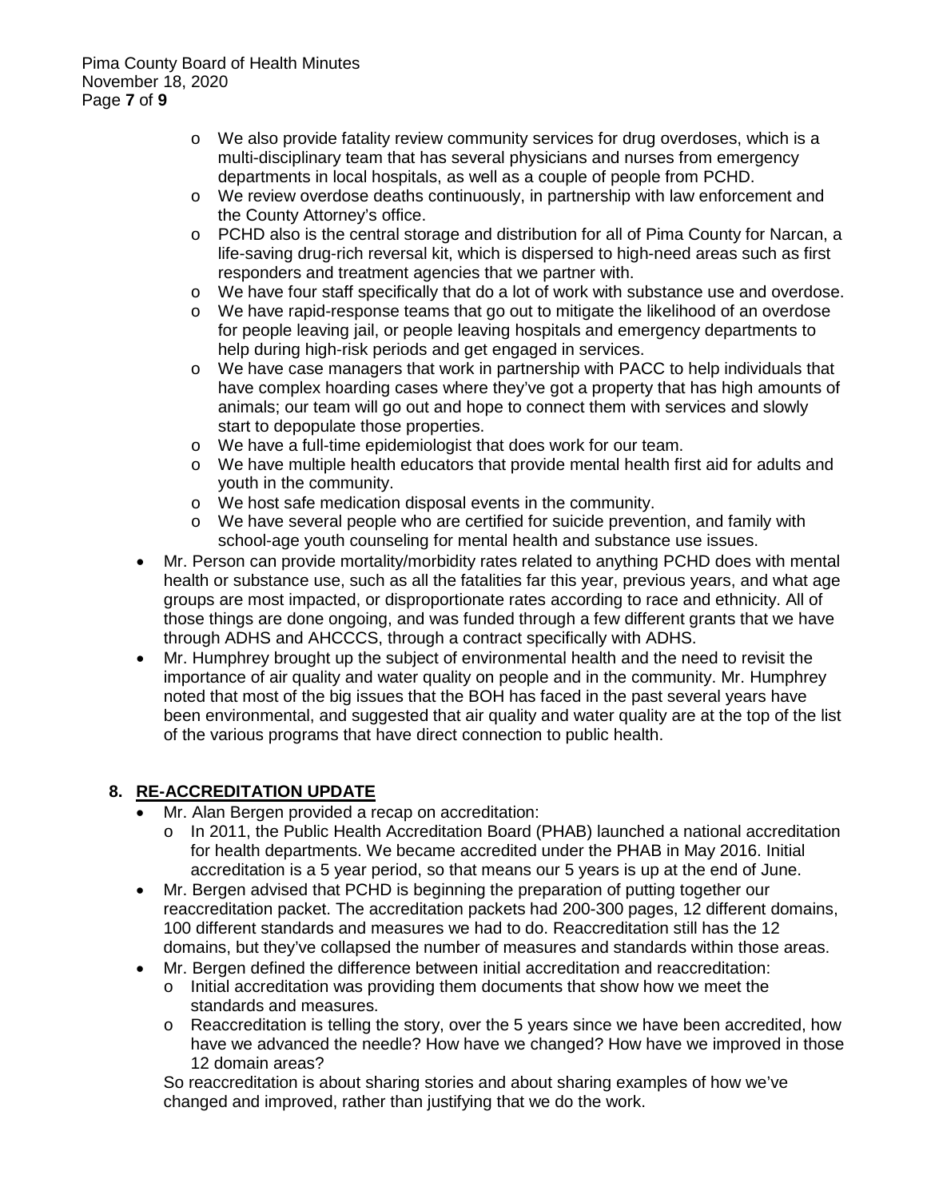- We also provide fatality review community services for drug overdoses, which is a multi-disciplinary team that has several physicians and nurses from emergency departments in local hospitals, as well as a couple of people from PCHD.
  - We review overdose deaths continuously, in partnership with law enforcement and the County Attorney's office.
  - PCHD also is the central storage and distribution for all of Pima County for Narcan, a life-saving drug-rich reversal kit, which is dispersed to high-need areas such as first responders and treatment agencies that we partner with.
  - We have four staff specifically that do a lot of work with substance use and overdose.
  - We have rapid-response teams that go out to mitigate the likelihood of an overdose for people leaving jail, or people leaving hospitals and emergency departments to help during high-risk periods and get engaged in services.
  - We have case managers that work in partnership with PACC to help individuals that have complex hoarding cases where they've got a property that has high amounts of animals; our team will go out and hope to connect them with services and slowly start to depopulate those properties.
  - We have a full-time epidemiologist that does work for our team.
  - We have multiple health educators that provide mental health first aid for adults and youth in the community.
  - We host safe medication disposal events in the community.
  - We have several people who are certified for suicide prevention, and family with school-age youth counseling for mental health and substance use issues.
- Mr. Person can provide mortality/morbidity rates related to anything PCHD does with mental health or substance use, such as all the fatalities far this year, previous years, and what age groups are most impacted, or disproportionate rates according to race and ethnicity. All of those things are done ongoing, and was funded through a few different grants that we have through ADHS and AHCCCS, through a contract specifically with ADHS.
- Mr. Humphrey brought up the subject of environmental health and the need to revisit the importance of air quality and water quality on people and in the community. Mr. Humphrey noted that most of the big issues that the BOH has faced in the past several years have been environmental, and suggested that air quality and water quality are at the top of the list of the various programs that have direct connection to public health.

## 8. RE-ACCREDITATION UPDATE

- Mr. Alan Bergen provided a recap on accreditation:
  - In 2011, the Public Health Accreditation Board (PHAB) launched a national accreditation for health departments. We became accredited under the PHAB in May 2016. Initial accreditation is a 5 year period, so that means our 5 years is up at the end of June.
- Mr. Bergen advised that PCHD is beginning the preparation of putting together our reaccreditation packet. The accreditation packets had 200-300 pages, 12 different domains, 100 different standards and measures we had to do. Reaccreditation still has the 12 domains, but they've collapsed the number of measures and standards within those areas.
- Mr. Bergen defined the difference between initial accreditation and reaccreditation:
  - Initial accreditation was providing them documents that show how we meet the standards and measures.
  - Reaccreditation is telling the story, over the 5 years since we have been accredited, how have we advanced the needle? How have we changed? How have we improved in those 12 domain areas?

  So reaccreditation is about sharing stories and about sharing examples of how we've changed and improved, rather than justifying that we do the work.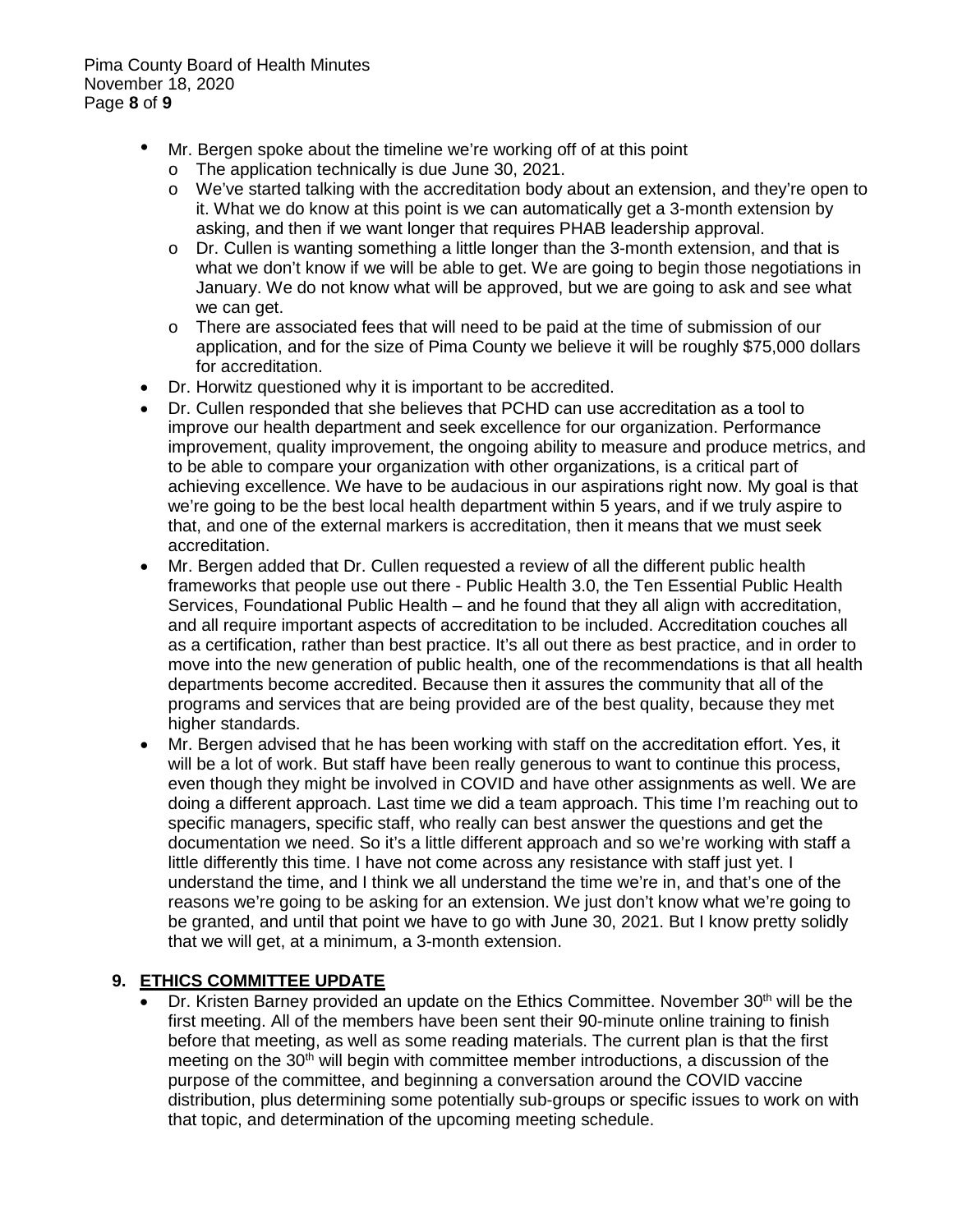- Mr. Bergen spoke about the timeline we're working off of at this point
  - The application technically is due June 30, 2021.
  - We've started talking with the accreditation body about an extension, and they're open to it. What we do know at this point is we can automatically get a 3-month extension by asking, and then if we want longer that requires PHAB leadership approval.
  - Dr. Cullen is wanting something a little longer than the 3-month extension, and that is what we don't know if we will be able to get. We are going to begin those negotiations in January. We do not know what will be approved, but we are going to ask and see what we can get.
  - There are associated fees that will need to be paid at the time of submission of our application, and for the size of Pima County we believe it will be roughly $75,000 dollars for accreditation.
- Dr. Horwitz questioned why it is important to be accredited.
- Dr. Cullen responded that she believes that PCHD can use accreditation as a tool to improve our health department and seek excellence for our organization. Performance improvement, quality improvement, the ongoing ability to measure and produce metrics, and to be able to compare your organization with other organizations, is a critical part of achieving excellence. We have to be audacious in our aspirations right now. My goal is that we're going to be the best local health department within 5 years, and if we truly aspire to that, and one of the external markers is accreditation, then it means that we must seek accreditation.
- Mr. Bergen added that Dr. Cullen requested a review of all the different public health frameworks that people use out there - Public Health 3.0, the Ten Essential Public Health Services, Foundational Public Health – and he found that they all align with accreditation, and all require important aspects of accreditation to be included. Accreditation couches all as a certification, rather than best practice. It's all out there as best practice, and in order to move into the new generation of public health, one of the recommendations is that all health departments become accredited. Because then it assures the community that all of the programs and services that are being provided are of the best quality, because they met higher standards.
- Mr. Bergen advised that he has been working with staff on the accreditation effort. Yes, it will be a lot of work. But staff have been really generous to want to continue this process, even though they might be involved in COVID and have other assignments as well. We are doing a different approach. Last time we did a team approach. This time I'm reaching out to specific managers, specific staff, who really can best answer the questions and get the documentation we need. So it's a little different approach and so we're working with staff a little differently this time. I have not come across any resistance with staff just yet. I understand the time, and I think we all understand the time we're in, and that's one of the reasons we're going to be asking for an extension. We just don't know what we're going to be granted, and until that point we have to go with June 30, 2021. But I know pretty solidly that we will get, at a minimum, a 3-month extension.

## 9. ETHICS COMMITTEE UPDATE

- Dr. Kristen Barney provided an update on the Ethics Committee. November 30th will be the first meeting. All of the members have been sent their 90-minute online training to finish before that meeting, as well as some reading materials. The current plan is that the first meeting on the 30th will begin with committee member introductions, a discussion of the purpose of the committee, and beginning a conversation around the COVID vaccine distribution, plus determining some potentially sub-groups or specific issues to work on with that topic, and determination of the upcoming meeting schedule.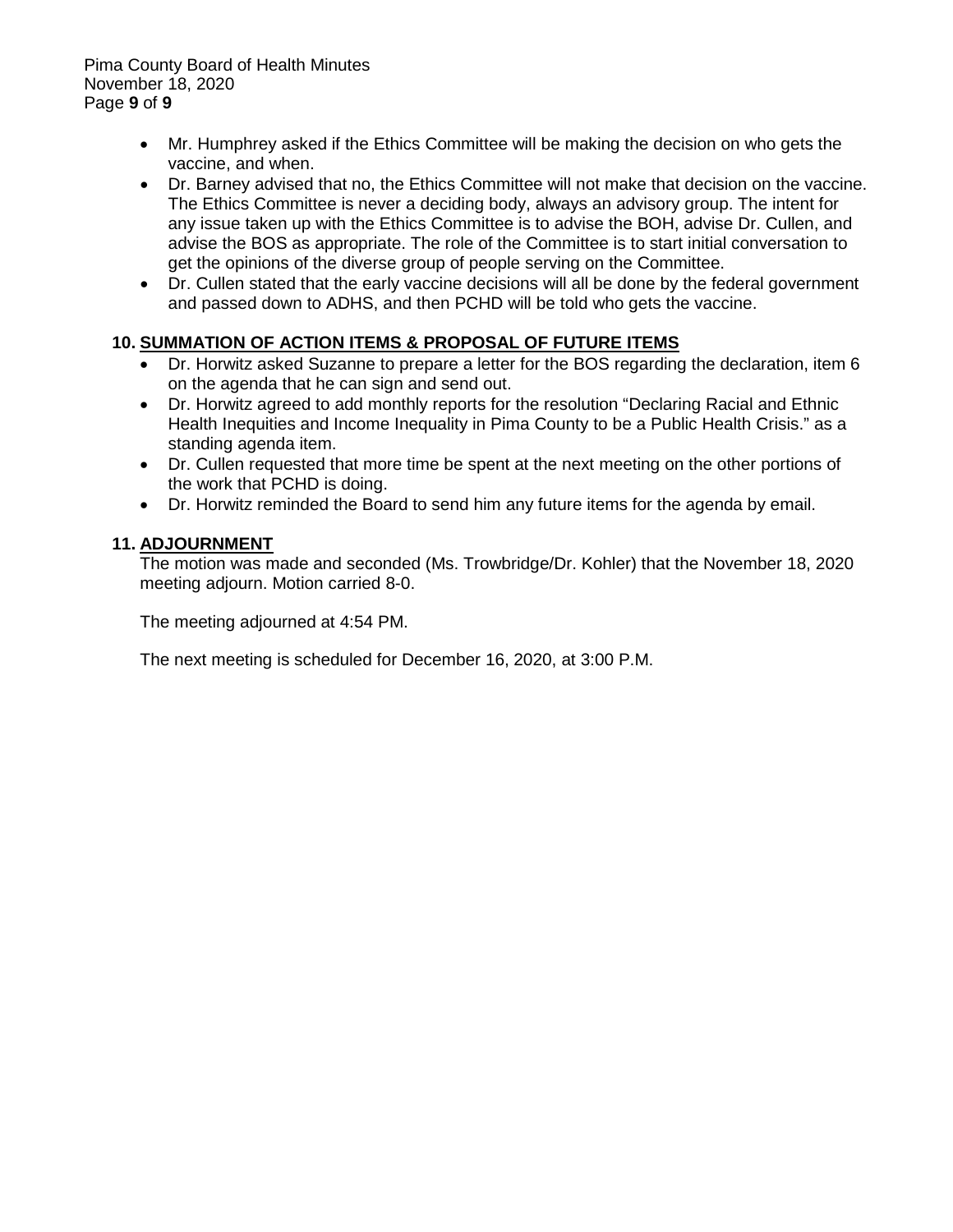- Mr. Humphrey asked if the Ethics Committee will be making the decision on who gets the vaccine, and when.
- Dr. Barney advised that no, the Ethics Committee will not make that decision on the vaccine. The Ethics Committee is never a deciding body, always an advisory group. The intent for any issue taken up with the Ethics Committee is to advise the BOH, advise Dr. Cullen, and advise the BOS as appropriate. The role of the Committee is to start initial conversation to get the opinions of the diverse group of people serving on the Committee.
- Dr. Cullen stated that the early vaccine decisions will all be done by the federal government and passed down to ADHS, and then PCHD will be told who gets the vaccine.

## 10. SUMMATION OF ACTION ITEMS & PROPOSAL OF FUTURE ITEMS

- Dr. Horwitz asked Suzanne to prepare a letter for the BOS regarding the declaration, item 6 on the agenda that he can sign and send out.
- Dr. Horwitz agreed to add monthly reports for the resolution "Declaring Racial and Ethnic Health Inequities and Income Inequality in Pima County to be a Public Health Crisis." as a standing agenda item.
- Dr. Cullen requested that more time be spent at the next meeting on the other portions of the work that PCHD is doing.
- Dr. Horwitz reminded the Board to send him any future items for the agenda by email.

## 11. ADJOURNMENT

The motion was made and seconded (Ms. Trowbridge/Dr. Kohler) that the November 18, 2020 meeting adjourn. Motion carried 8-0.

The meeting adjourned at 4:54 PM.

The next meeting is scheduled for December 16, 2020, at 3:00 P.M.